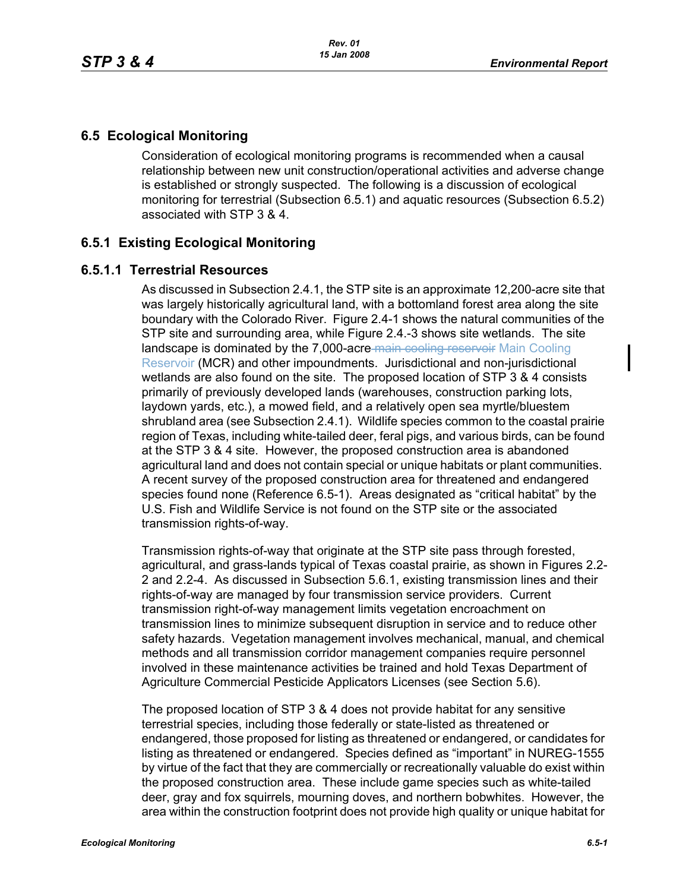## 6.5 Ecological Monitoring

Consideration of ecological monitoring programs is recommended when a causal relationship between new unit construction/operational activities and adverse change is established or strongly suspected. The following is a discussion of ecological monitoring for terrestrial (Subsection 6.5.1) and aquatic resources (Subsection 6.5.2) associated with STP 3 & 4.

## 6.5.1 Existing Ecological Monitoring

### 6.5.1.1 Terrestrial Resources

As discussed in Subsection 2.4.1, the STP site is an approximate 12,200-acre site that was largely historically agricultural land, with a bottomland forest area along the site boundary with the Colorado River. Figure 2.4-1 shows the natural communities of the STP site and surrounding area, while Figure 2.4.-3 shows site wetlands. The site landscape is dominated by the 7,000-acre ~~main cooling reservoir~~ Main Cooling Reservoir (MCR) and other impoundments. Jurisdictional and non-jurisdictional wetlands are also found on the site. The proposed location of STP 3 & 4 consists primarily of previously developed lands (warehouses, construction parking lots, laydown yards, etc.), a mowed field, and a relatively open sea myrtle/bluestem shrubland area (see Subsection 2.4.1). Wildlife species common to the coastal prairie region of Texas, including white-tailed deer, feral pigs, and various birds, can be found at the STP 3 & 4 site. However, the proposed construction area is abandoned agricultural land and does not contain special or unique habitats or plant communities. A recent survey of the proposed construction area for threatened and endangered species found none (Reference 6.5-1). Areas designated as "critical habitat" by the U.S. Fish and Wildlife Service is not found on the STP site or the associated transmission rights-of-way.

Transmission rights-of-way that originate at the STP site pass through forested, agricultural, and grass-lands typical of Texas coastal prairie, as shown in Figures 2.2-2 and 2.2-4. As discussed in Subsection 5.6.1, existing transmission lines and their rights-of-way are managed by four transmission service providers. Current transmission right-of-way management limits vegetation encroachment on transmission lines to minimize subsequent disruption in service and to reduce other safety hazards. Vegetation management involves mechanical, manual, and chemical methods and all transmission corridor management companies require personnel involved in these maintenance activities be trained and hold Texas Department of Agriculture Commercial Pesticide Applicators Licenses (see Section 5.6).

The proposed location of STP 3 & 4 does not provide habitat for any sensitive terrestrial species, including those federally or state-listed as threatened or endangered, those proposed for listing as threatened or endangered, or candidates for listing as threatened or endangered. Species defined as "important" in NUREG-1555 by virtue of the fact that they are commercially or recreationally valuable do exist within the proposed construction area. These include game species such as white-tailed deer, gray and fox squirrels, mourning doves, and northern bobwhites. However, the area within the construction footprint does not provide high quality or unique habitat for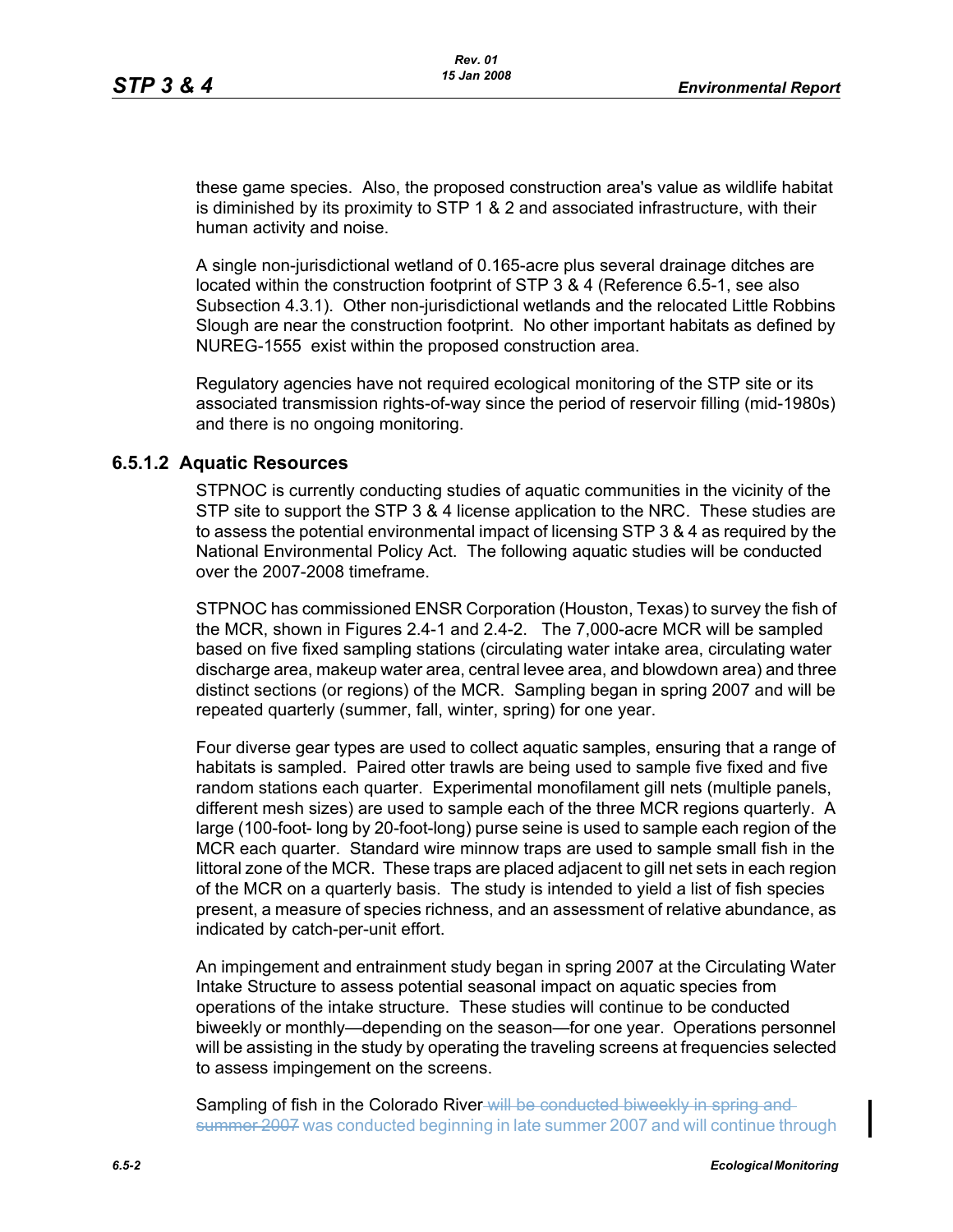these game species. Also, the proposed construction area's value as wildlife habitat is diminished by its proximity to STP 1 & 2 and associated infrastructure, with their human activity and noise.

A single non-jurisdictional wetland of 0.165-acre plus several drainage ditches are located within the construction footprint of STP 3 & 4 (Reference 6.5-1, see also Subsection 4.3.1). Other non-jurisdictional wetlands and the relocated Little Robbins Slough are near the construction footprint. No other important habitats as defined by NUREG-1555 exist within the proposed construction area.

Regulatory agencies have not required ecological monitoring of the STP site or its associated transmission rights-of-way since the period of reservoir filling (mid-1980s) and there is no ongoing monitoring.

### 6.5.1.2 Aquatic Resources

STPNOC is currently conducting studies of aquatic communities in the vicinity of the STP site to support the STP 3 & 4 license application to the NRC. These studies are to assess the potential environmental impact of licensing STP 3 & 4 as required by the National Environmental Policy Act. The following aquatic studies will be conducted over the 2007-2008 timeframe.

STPNOC has commissioned ENSR Corporation (Houston, Texas) to survey the fish of the MCR, shown in Figures 2.4-1 and 2.4-2. The 7,000-acre MCR will be sampled based on five fixed sampling stations (circulating water intake area, circulating water discharge area, makeup water area, central levee area, and blowdown area) and three distinct sections (or regions) of the MCR. Sampling began in spring 2007 and will be repeated quarterly (summer, fall, winter, spring) for one year.

Four diverse gear types are used to collect aquatic samples, ensuring that a range of habitats is sampled. Paired otter trawls are being used to sample five fixed and five random stations each quarter. Experimental monofilament gill nets (multiple panels, different mesh sizes) are used to sample each of the three MCR regions quarterly. A large (100-foot- long by 20-foot-long) purse seine is used to sample each region of the MCR each quarter. Standard wire minnow traps are used to sample small fish in the littoral zone of the MCR. These traps are placed adjacent to gill net sets in each region of the MCR on a quarterly basis. The study is intended to yield a list of fish species present, a measure of species richness, and an assessment of relative abundance, as indicated by catch-per-unit effort.

An impingement and entrainment study began in spring 2007 at the Circulating Water Intake Structure to assess potential seasonal impact on aquatic species from operations of the intake structure. These studies will continue to be conducted biweekly or monthly—depending on the season—for one year. Operations personnel will be assisting in the study by operating the traveling screens at frequencies selected to assess impingement on the screens.

Sampling of fish in the Colorado River ~~will be conducted biweekly in spring and summer 2007~~ was conducted beginning in late summer 2007 and will continue through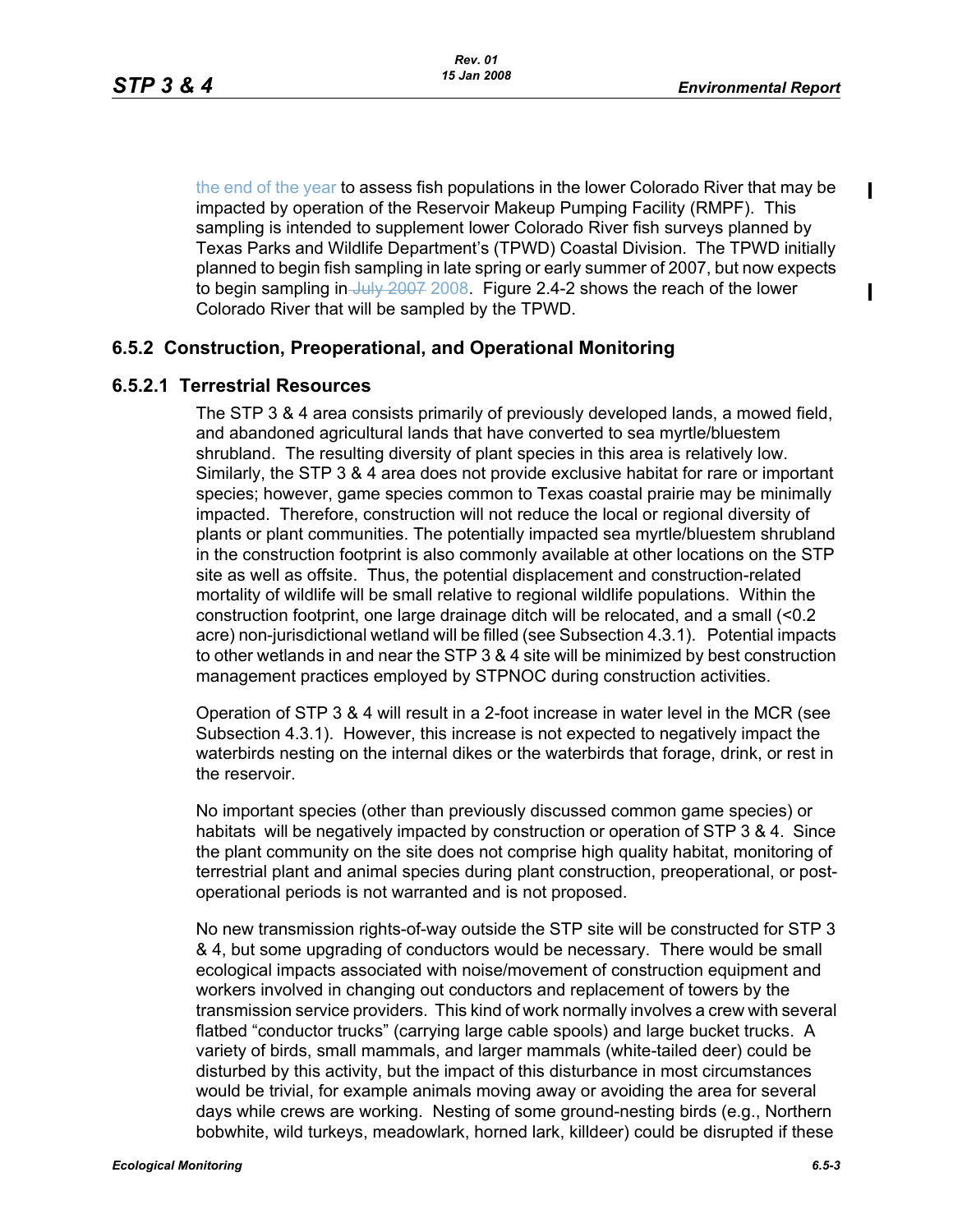the end of the year to assess fish populations in the lower Colorado River that may be impacted by operation of the Reservoir Makeup Pumping Facility (RMPF). This sampling is intended to supplement lower Colorado River fish surveys planned by Texas Parks and Wildlife Department's (TPWD) Coastal Division. The TPWD initially planned to begin fish sampling in late spring or early summer of 2007, but now expects to begin sampling in ~~July 2007~~ 2008. Figure 2.4-2 shows the reach of the lower Colorado River that will be sampled by the TPWD.

## 6.5.2 Construction, Preoperational, and Operational Monitoring

### 6.5.2.1 Terrestrial Resources

The STP 3 & 4 area consists primarily of previously developed lands, a mowed field, and abandoned agricultural lands that have converted to sea myrtle/bluestem shrubland. The resulting diversity of plant species in this area is relatively low. Similarly, the STP 3 & 4 area does not provide exclusive habitat for rare or important species; however, game species common to Texas coastal prairie may be minimally impacted. Therefore, construction will not reduce the local or regional diversity of plants or plant communities. The potentially impacted sea myrtle/bluestem shrubland in the construction footprint is also commonly available at other locations on the STP site as well as offsite. Thus, the potential displacement and construction-related mortality of wildlife will be small relative to regional wildlife populations. Within the construction footprint, one large drainage ditch will be relocated, and a small (<0.2 acre) non-jurisdictional wetland will be filled (see Subsection 4.3.1). Potential impacts to other wetlands in and near the STP 3 & 4 site will be minimized by best construction management practices employed by STPNOC during construction activities.

Operation of STP 3 & 4 will result in a 2-foot increase in water level in the MCR (see Subsection 4.3.1). However, this increase is not expected to negatively impact the waterbirds nesting on the internal dikes or the waterbirds that forage, drink, or rest in the reservoir.

No important species (other than previously discussed common game species) or habitats will be negatively impacted by construction or operation of STP 3 & 4. Since the plant community on the site does not comprise high quality habitat, monitoring of terrestrial plant and animal species during plant construction, preoperational, or post-operational periods is not warranted and is not proposed.

No new transmission rights-of-way outside the STP site will be constructed for STP 3 & 4, but some upgrading of conductors would be necessary. There would be small ecological impacts associated with noise/movement of construction equipment and workers involved in changing out conductors and replacement of towers by the transmission service providers. This kind of work normally involves a crew with several flatbed "conductor trucks" (carrying large cable spools) and large bucket trucks. A variety of birds, small mammals, and larger mammals (white-tailed deer) could be disturbed by this activity, but the impact of this disturbance in most circumstances would be trivial, for example animals moving away or avoiding the area for several days while crews are working. Nesting of some ground-nesting birds (e.g., Northern bobwhite, wild turkeys, meadowlark, horned lark, killdeer) could be disrupted if these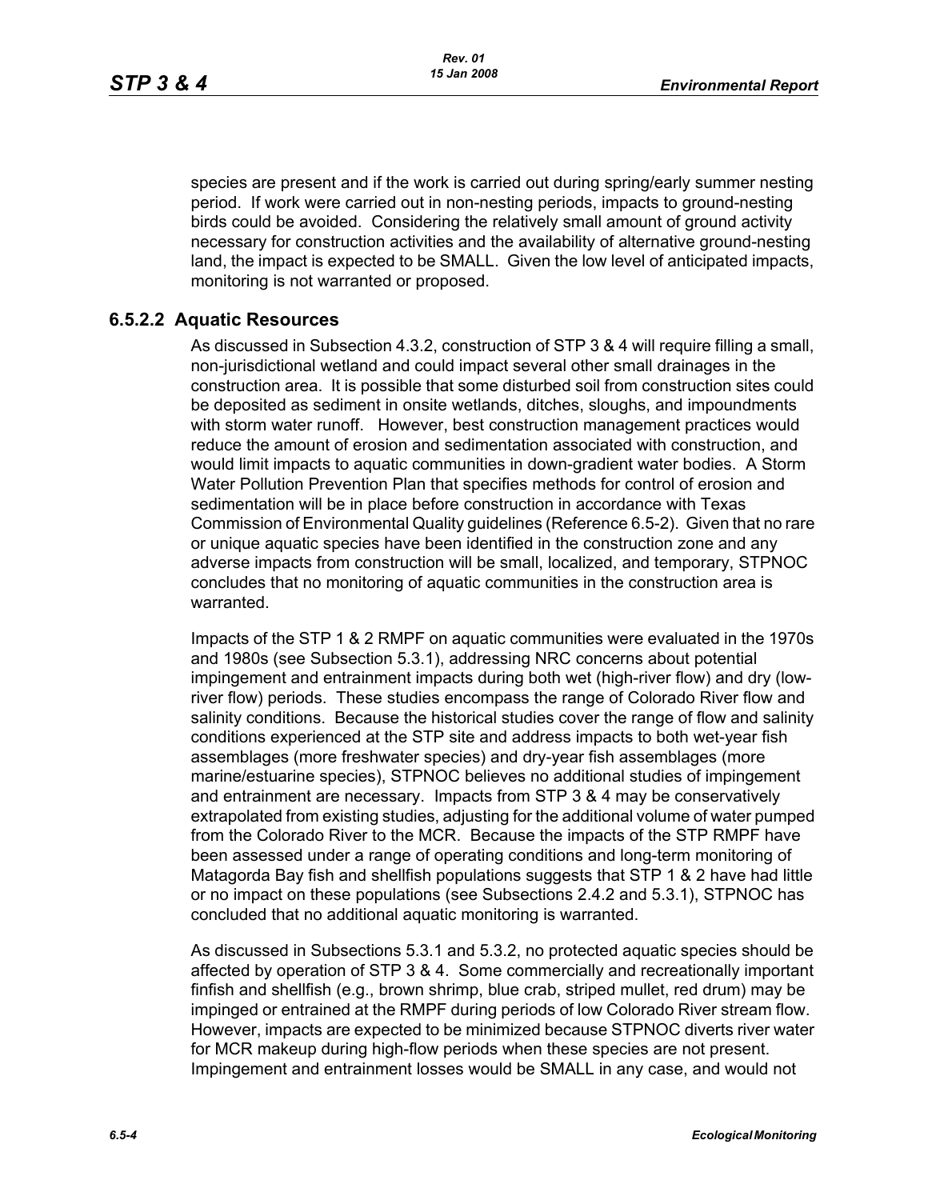species are present and if the work is carried out during spring/early summer nesting period. If work were carried out in non-nesting periods, impacts to ground-nesting birds could be avoided. Considering the relatively small amount of ground activity necessary for construction activities and the availability of alternative ground-nesting land, the impact is expected to be SMALL. Given the low level of anticipated impacts, monitoring is not warranted or proposed.

### 6.5.2.2 Aquatic Resources

As discussed in Subsection 4.3.2, construction of STP 3 & 4 will require filling a small, non-jurisdictional wetland and could impact several other small drainages in the construction area. It is possible that some disturbed soil from construction sites could be deposited as sediment in onsite wetlands, ditches, sloughs, and impoundments with storm water runoff. However, best construction management practices would reduce the amount of erosion and sedimentation associated with construction, and would limit impacts to aquatic communities in down-gradient water bodies. A Storm Water Pollution Prevention Plan that specifies methods for control of erosion and sedimentation will be in place before construction in accordance with Texas Commission of Environmental Quality guidelines (Reference 6.5-2). Given that no rare or unique aquatic species have been identified in the construction zone and any adverse impacts from construction will be small, localized, and temporary, STPNOC concludes that no monitoring of aquatic communities in the construction area is warranted.

Impacts of the STP 1 & 2 RMPF on aquatic communities were evaluated in the 1970s and 1980s (see Subsection 5.3.1), addressing NRC concerns about potential impingement and entrainment impacts during both wet (high-river flow) and dry (low-river flow) periods. These studies encompass the range of Colorado River flow and salinity conditions. Because the historical studies cover the range of flow and salinity conditions experienced at the STP site and address impacts to both wet-year fish assemblages (more freshwater species) and dry-year fish assemblages (more marine/estuarine species), STPNOC believes no additional studies of impingement and entrainment are necessary. Impacts from STP 3 & 4 may be conservatively extrapolated from existing studies, adjusting for the additional volume of water pumped from the Colorado River to the MCR. Because the impacts of the STP RMPF have been assessed under a range of operating conditions and long-term monitoring of Matagorda Bay fish and shellfish populations suggests that STP 1 & 2 have had little or no impact on these populations (see Subsections 2.4.2 and 5.3.1), STPNOC has concluded that no additional aquatic monitoring is warranted.

As discussed in Subsections 5.3.1 and 5.3.2, no protected aquatic species should be affected by operation of STP 3 & 4. Some commercially and recreationally important finfish and shellfish (e.g., brown shrimp, blue crab, striped mullet, red drum) may be impinged or entrained at the RMPF during periods of low Colorado River stream flow. However, impacts are expected to be minimized because STPNOC diverts river water for MCR makeup during high-flow periods when these species are not present. Impingement and entrainment losses would be SMALL in any case, and would not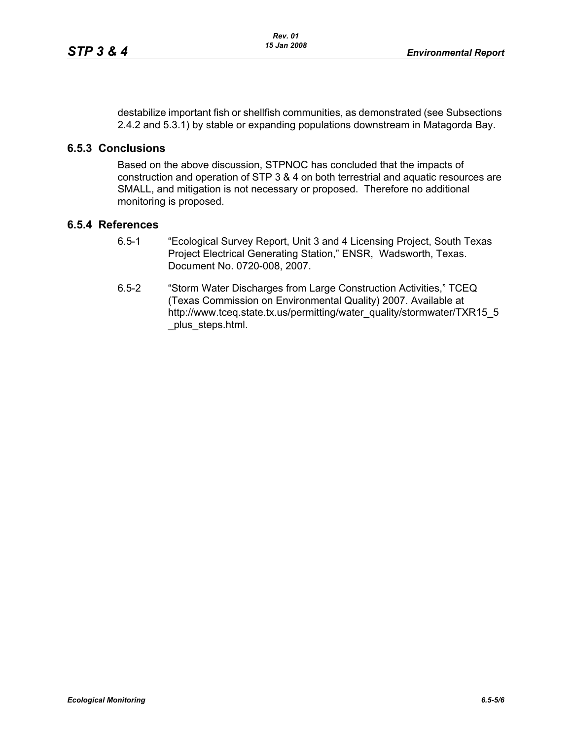destabilize important fish or shellfish communities, as demonstrated (see Subsections 2.4.2 and 5.3.1) by stable or expanding populations downstream in Matagorda Bay.

## 6.5.3 Conclusions

Based on the above discussion, STPNOC has concluded that the impacts of construction and operation of STP 3 & 4 on both terrestrial and aquatic resources are SMALL, and mitigation is not necessary or proposed. Therefore no additional monitoring is proposed.

## 6.5.4 References

6.5-1 "Ecological Survey Report, Unit 3 and 4 Licensing Project, South Texas Project Electrical Generating Station," ENSR, Wadsworth, Texas. Document No. 0720-008, 2007.

6.5-2 "Storm Water Discharges from Large Construction Activities," TCEQ (Texas Commission on Environmental Quality) 2007. Available at http://www.tceq.state.tx.us/permitting/water_quality/stormwater/TXR15_5_plus_steps.html.